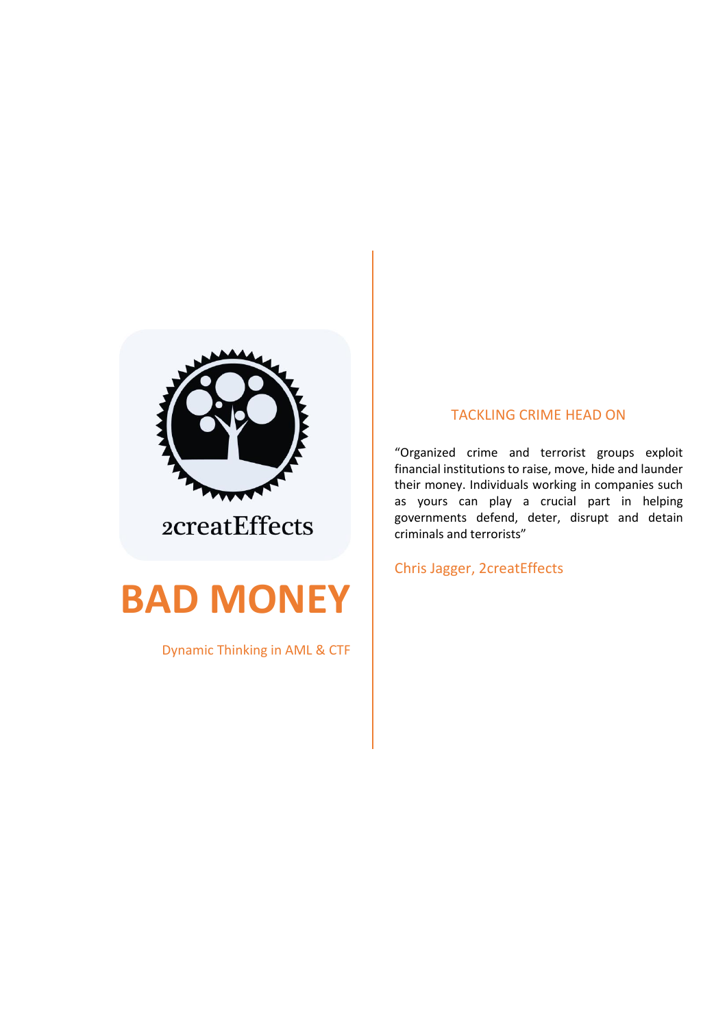2creatEffects

# BAD MONEY

Dynamic Thinking in AML & CTF

## TACKLING CRIME HEAD ON

"Organized crime and terrorist groups exploit financial institutions to raise, move, hide and launder their money. Individuals working in companies such as yours can play a crucial part in helping governments defend, deter, disrupt and detain criminals and terrorists"

Chris Jagger, 2creatEffects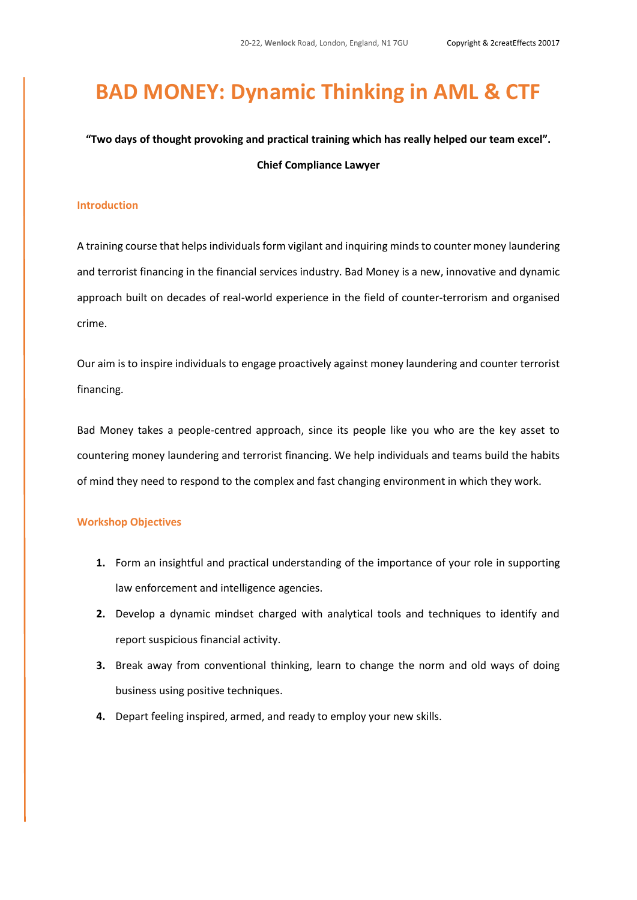# BAD MONEY: Dynamic Thinking in AML & CTF

**"Two days of thought provoking and practical training which has really helped our team excel".**

**Chief Compliance Lawyer**

## Introduction

A training course that helps individuals form vigilant and inquiring minds to counter money laundering and terrorist financing in the financial services industry. Bad Money is a new, innovative and dynamic approach built on decades of real-world experience in the field of counter-terrorism and organised crime.

Our aim is to inspire individuals to engage proactively against money laundering and counter terrorist financing.

Bad Money takes a people-centred approach, since its people like you who are the key asset to countering money laundering and terrorist financing. We help individuals and teams build the habits of mind they need to respond to the complex and fast changing environment in which they work.

## Workshop Objectives

1. Form an insightful and practical understanding of the importance of your role in supporting law enforcement and intelligence agencies.
2. Develop a dynamic mindset charged with analytical tools and techniques to identify and report suspicious financial activity.
3. Break away from conventional thinking, learn to change the norm and old ways of doing business using positive techniques.
4. Depart feeling inspired, armed, and ready to employ your new skills.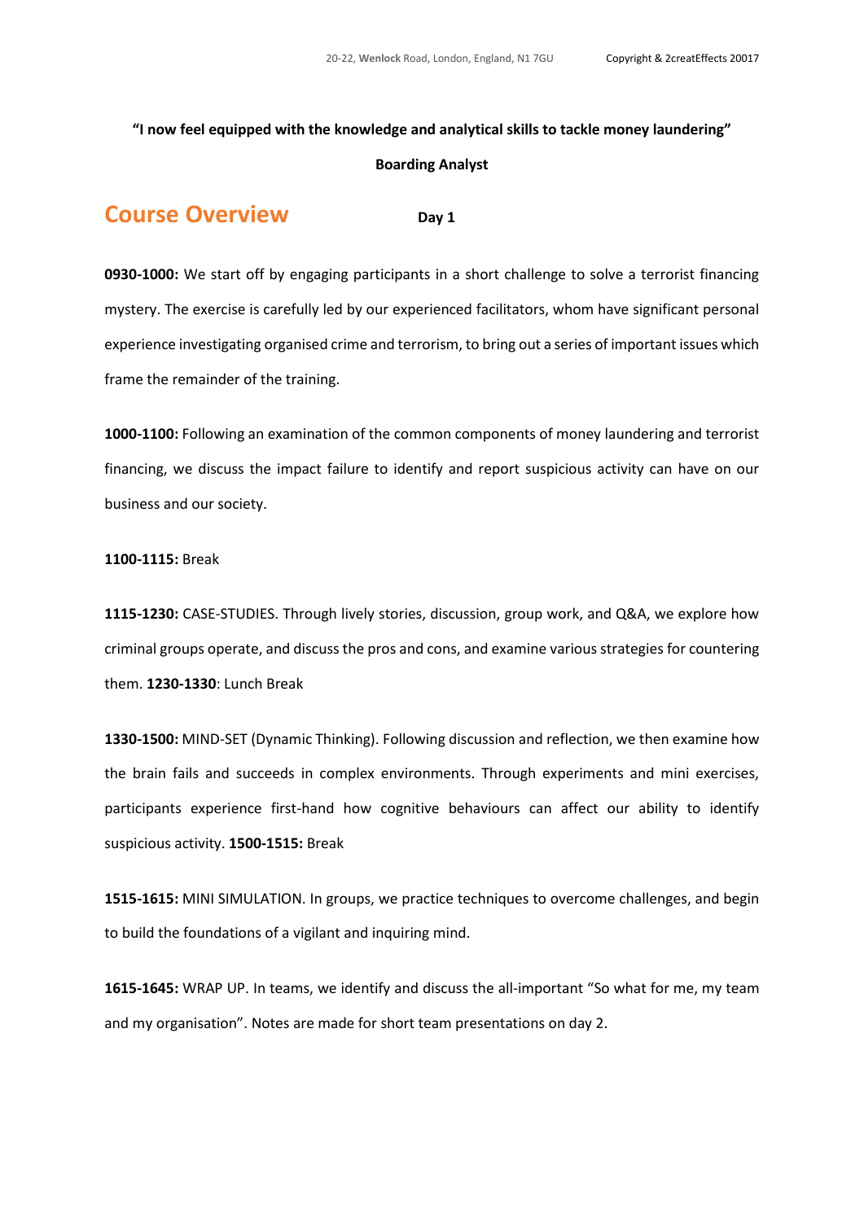**"I now feel equipped with the knowledge and analytical skills to tackle money laundering"**

**Boarding Analyst**

## Course Overview

**Day 1**

**0930-1000:** We start off by engaging participants in a short challenge to solve a terrorist financing mystery. The exercise is carefully led by our experienced facilitators, whom have significant personal experience investigating organised crime and terrorism, to bring out a series of important issues which frame the remainder of the training.

**1000-1100:** Following an examination of the common components of money laundering and terrorist financing, we discuss the impact failure to identify and report suspicious activity can have on our business and our society.

**1100-1115:** Break

**1115-1230:** CASE-STUDIES. Through lively stories, discussion, group work, and Q&A, we explore how criminal groups operate, and discuss the pros and cons, and examine various strategies for countering them. **1230-1330**: Lunch Break

**1330-1500:** MIND-SET (Dynamic Thinking). Following discussion and reflection, we then examine how the brain fails and succeeds in complex environments. Through experiments and mini exercises, participants experience first-hand how cognitive behaviours can affect our ability to identify suspicious activity. **1500-1515:** Break

**1515-1615:** MINI SIMULATION. In groups, we practice techniques to overcome challenges, and begin to build the foundations of a vigilant and inquiring mind.

**1615-1645:** WRAP UP. In teams, we identify and discuss the all-important "So what for me, my team and my organisation". Notes are made for short team presentations on day 2.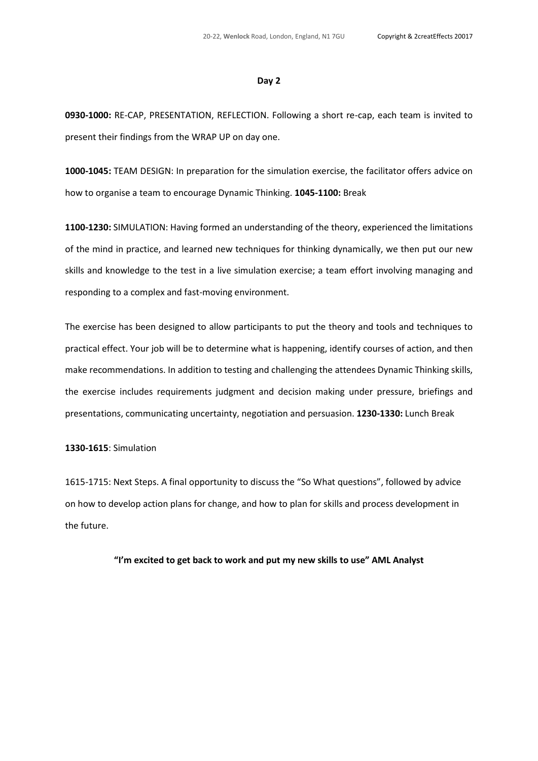**Day 2**

**0930-1000:** RE-CAP, PRESENTATION, REFLECTION. Following a short re-cap, each team is invited to present their findings from the WRAP UP on day one.

**1000-1045:** TEAM DESIGN: In preparation for the simulation exercise, the facilitator offers advice on how to organise a team to encourage Dynamic Thinking. **1045-1100:** Break

**1100-1230:** SIMULATION: Having formed an understanding of the theory, experienced the limitations of the mind in practice, and learned new techniques for thinking dynamically, we then put our new skills and knowledge to the test in a live simulation exercise; a team effort involving managing and responding to a complex and fast-moving environment.

The exercise has been designed to allow participants to put the theory and tools and techniques to practical effect. Your job will be to determine what is happening, identify courses of action, and then make recommendations. In addition to testing and challenging the attendees Dynamic Thinking skills, the exercise includes requirements judgment and decision making under pressure, briefings and presentations, communicating uncertainty, negotiation and persuasion. **1230-1330:** Lunch Break

**1330-1615**: Simulation

1615-1715: Next Steps. A final opportunity to discuss the "So What questions", followed by advice on how to develop action plans for change, and how to plan for skills and process development in the future.

**"I'm excited to get back to work and put my new skills to use" AML Analyst**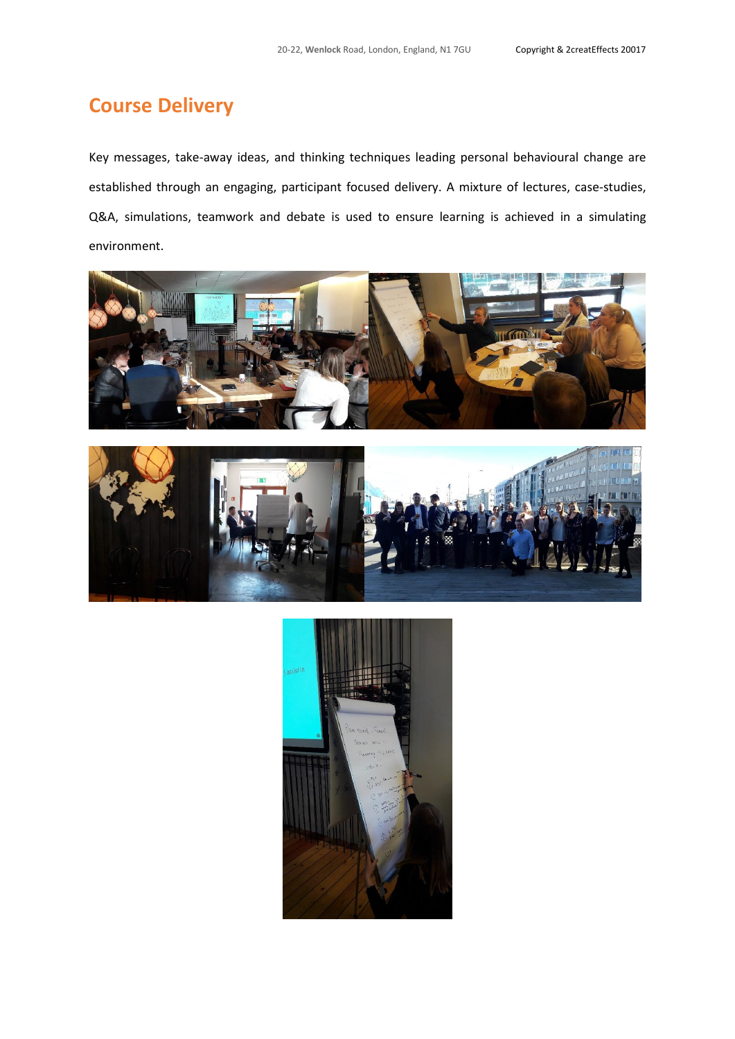## Course Delivery

Key messages, take-away ideas, and thinking techniques leading personal behavioural change are established through an engaging, participant focused delivery. A mixture of lectures, case-studies, Q&A, simulations, teamwork and debate is used to ensure learning is achieved in a simulating environment.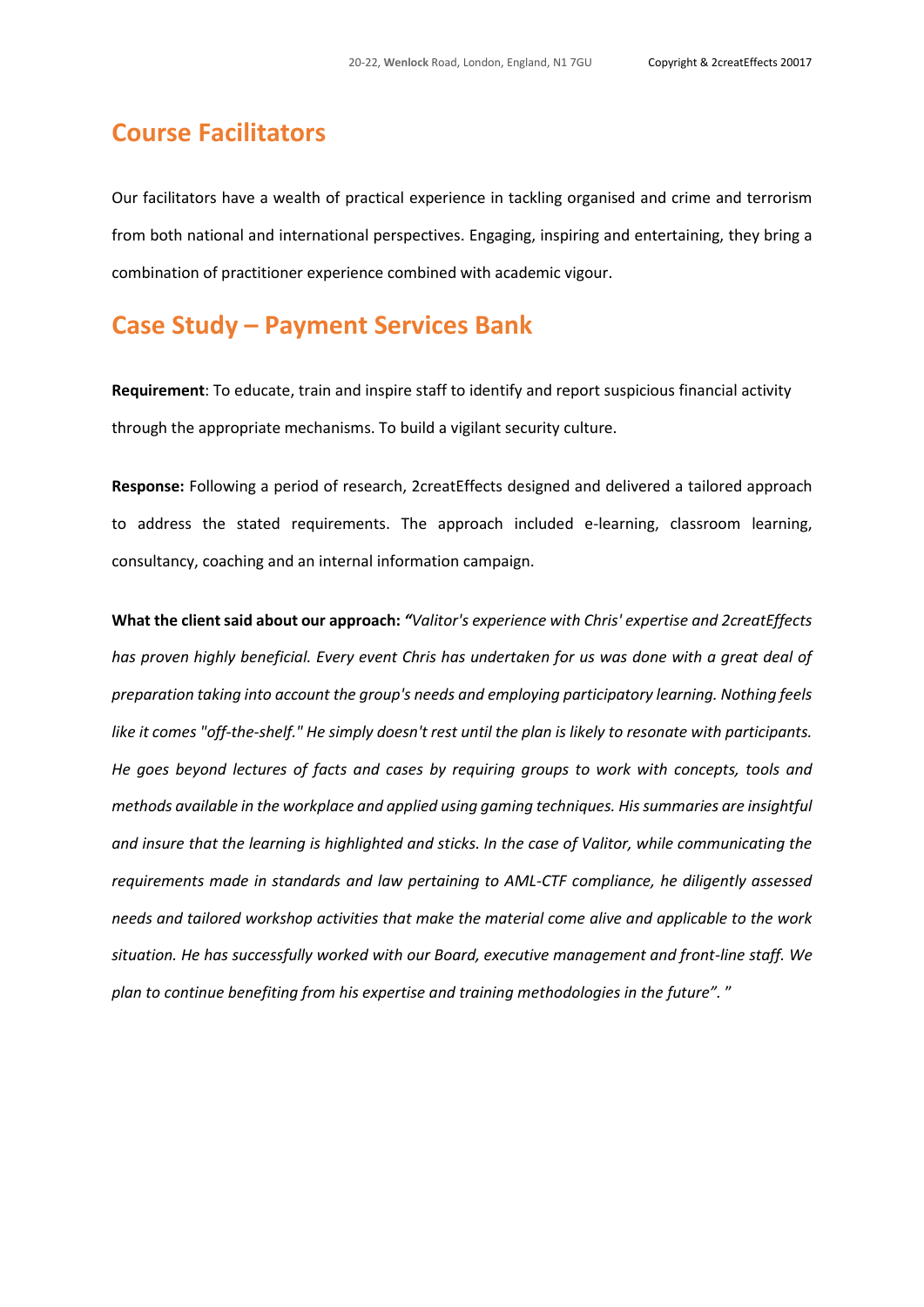## Course Facilitators

Our facilitators have a wealth of practical experience in tackling organised and crime and terrorism from both national and international perspectives. Engaging, inspiring and entertaining, they bring a combination of practitioner experience combined with academic vigour.

## Case Study – Payment Services Bank

**Requirement**: To educate, train and inspire staff to identify and report suspicious financial activity through the appropriate mechanisms. To build a vigilant security culture.

**Response:** Following a period of research, 2creatEffects designed and delivered a tailored approach to address the stated requirements. The approach included e-learning, classroom learning, consultancy, coaching and an internal information campaign.

**What the client said about our approach:** *"Valitor's experience with Chris' expertise and 2creatEffects has proven highly beneficial. Every event Chris has undertaken for us was done with a great deal of preparation taking into account the group's needs and employing participatory learning. Nothing feels like it comes "off-the-shelf." He simply doesn't rest until the plan is likely to resonate with participants. He goes beyond lectures of facts and cases by requiring groups to work with concepts, tools and methods available in the workplace and applied using gaming techniques. His summaries are insightful and insure that the learning is highlighted and sticks. In the case of Valitor, while communicating the requirements made in standards and law pertaining to AML-CTF compliance, he diligently assessed needs and tailored workshop activities that make the material come alive and applicable to the work situation. He has successfully worked with our Board, executive management and front-line staff. We plan to continue benefiting from his expertise and training methodologies in the future". "*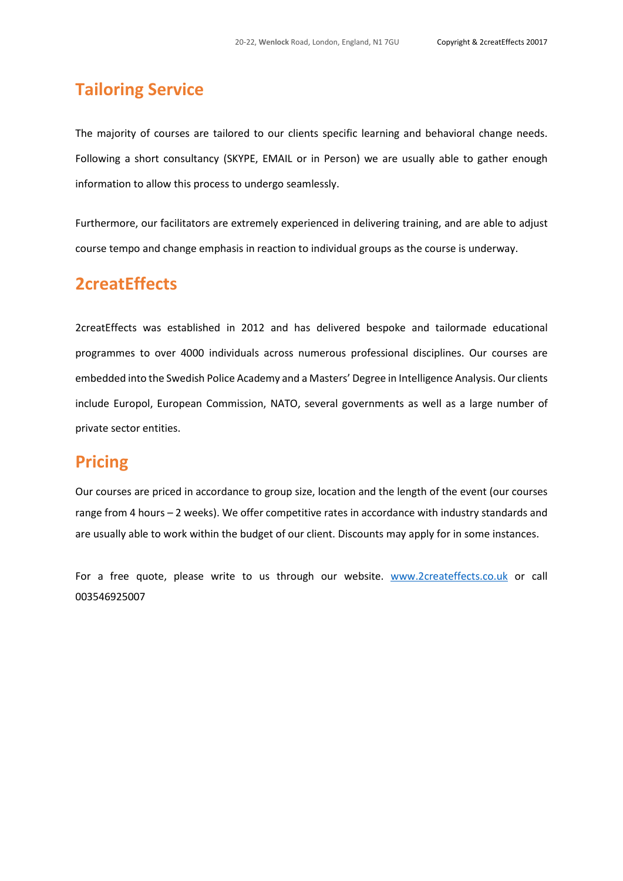## Tailoring Service

The majority of courses are tailored to our clients specific learning and behavioral change needs. Following a short consultancy (SKYPE, EMAIL or in Person) we are usually able to gather enough information to allow this process to undergo seamlessly.

Furthermore, our facilitators are extremely experienced in delivering training, and are able to adjust course tempo and change emphasis in reaction to individual groups as the course is underway.

## 2creatEffects

2creatEffects was established in 2012 and has delivered bespoke and tailormade educational programmes to over 4000 individuals across numerous professional disciplines. Our courses are embedded into the Swedish Police Academy and a Masters' Degree in Intelligence Analysis. Our clients include Europol, European Commission, NATO, several governments as well as a large number of private sector entities.

## Pricing

Our courses are priced in accordance to group size, location and the length of the event (our courses range from 4 hours – 2 weeks). We offer competitive rates in accordance with industry standards and are usually able to work within the budget of our client. Discounts may apply for in some instances.

For a free quote, please write to us through our website. [www.2createffects.co.uk](http://www.2createffects.co.uk) or call 003546925007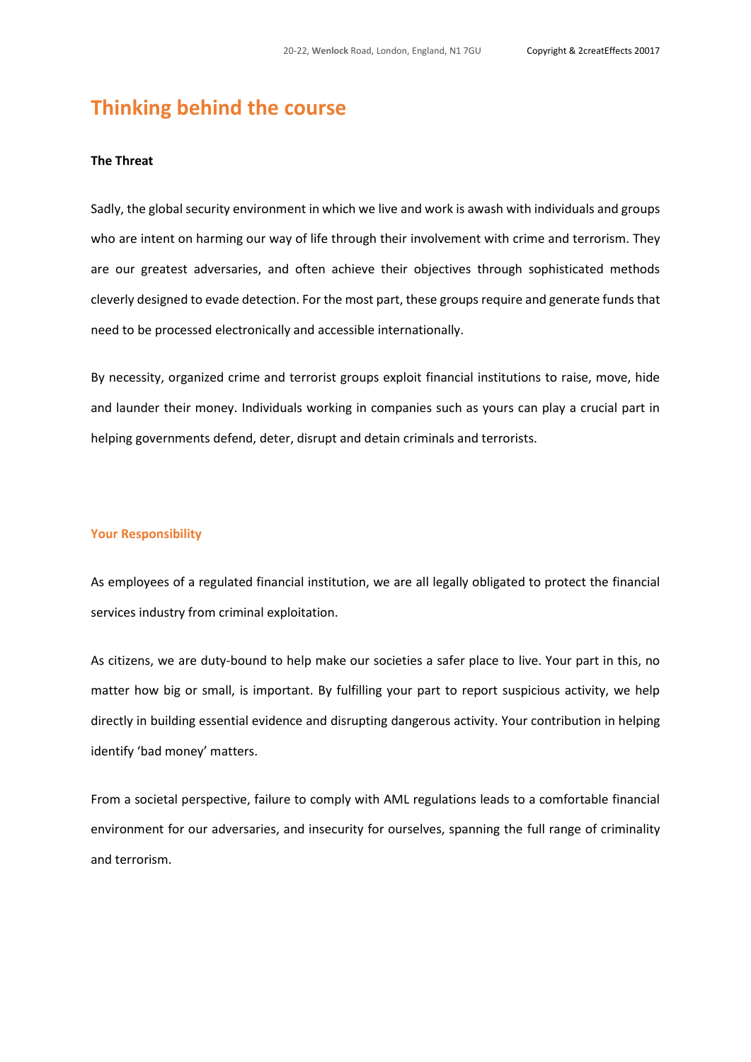# Thinking behind the course

**The Threat**

Sadly, the global security environment in which we live and work is awash with individuals and groups who are intent on harming our way of life through their involvement with crime and terrorism. They are our greatest adversaries, and often achieve their objectives through sophisticated methods cleverly designed to evade detection. For the most part, these groups require and generate funds that need to be processed electronically and accessible internationally.

By necessity, organized crime and terrorist groups exploit financial institutions to raise, move, hide and launder their money. Individuals working in companies such as yours can play a crucial part in helping governments defend, deter, disrupt and detain criminals and terrorists.

## Your Responsibility

As employees of a regulated financial institution, we are all legally obligated to protect the financial services industry from criminal exploitation.

As citizens, we are duty-bound to help make our societies a safer place to live. Your part in this, no matter how big or small, is important. By fulfilling your part to report suspicious activity, we help directly in building essential evidence and disrupting dangerous activity. Your contribution in helping identify 'bad money' matters.

From a societal perspective, failure to comply with AML regulations leads to a comfortable financial environment for our adversaries, and insecurity for ourselves, spanning the full range of criminality and terrorism.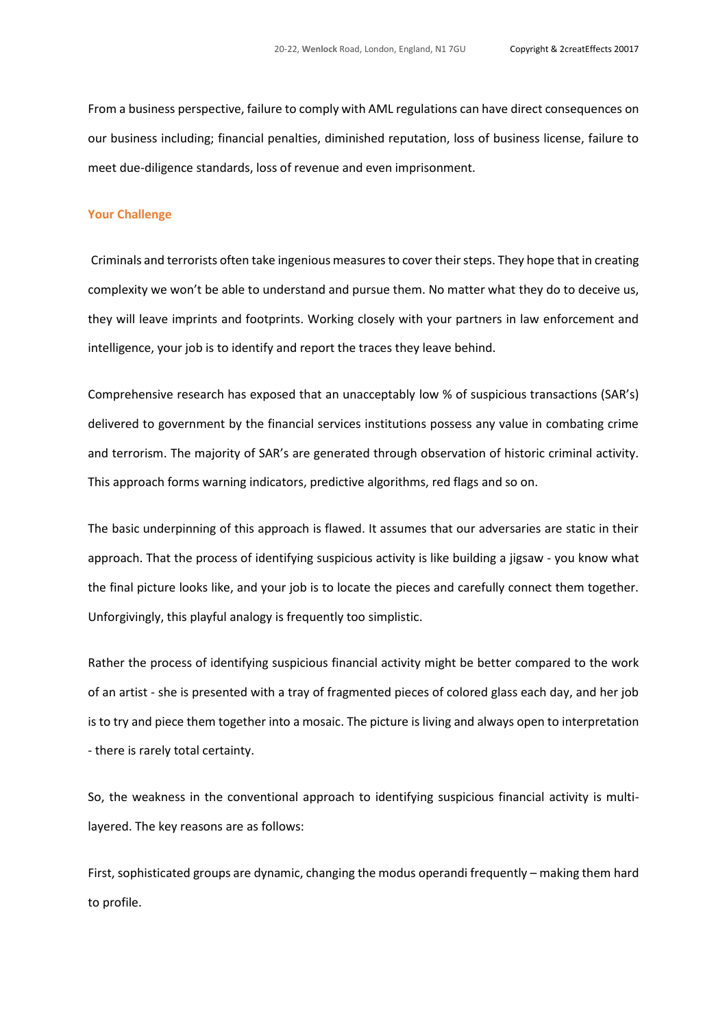From a business perspective, failure to comply with AML regulations can have direct consequences on our business including; financial penalties, diminished reputation, loss of business license, failure to meet due-diligence standards, loss of revenue and even imprisonment.

### Your Challenge

Criminals and terrorists often take ingenious measures to cover their steps. They hope that in creating complexity we won't be able to understand and pursue them. No matter what they do to deceive us, they will leave imprints and footprints. Working closely with your partners in law enforcement and intelligence, your job is to identify and report the traces they leave behind.

Comprehensive research has exposed that an unacceptably low % of suspicious transactions (SAR's) delivered to government by the financial services institutions possess any value in combating crime and terrorism. The majority of SAR's are generated through observation of historic criminal activity. This approach forms warning indicators, predictive algorithms, red flags and so on.

The basic underpinning of this approach is flawed. It assumes that our adversaries are static in their approach. That the process of identifying suspicious activity is like building a jigsaw - you know what the final picture looks like, and your job is to locate the pieces and carefully connect them together. Unforgivingly, this playful analogy is frequently too simplistic.

Rather the process of identifying suspicious financial activity might be better compared to the work of an artist - she is presented with a tray of fragmented pieces of colored glass each day, and her job is to try and piece them together into a mosaic. The picture is living and always open to interpretation - there is rarely total certainty.

So, the weakness in the conventional approach to identifying suspicious financial activity is multi-layered. The key reasons are as follows:

First, sophisticated groups are dynamic, changing the modus operandi frequently – making them hard to profile.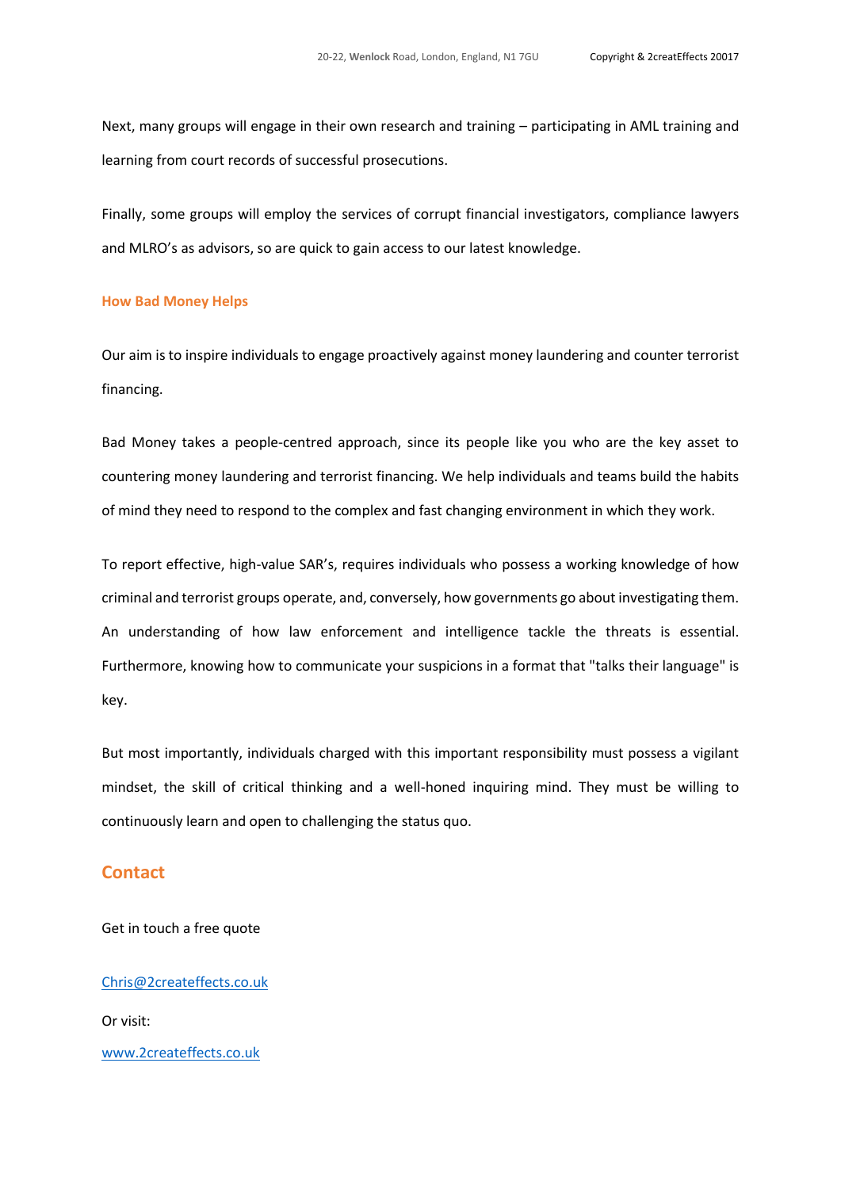Next, many groups will engage in their own research and training – participating in AML training and learning from court records of successful prosecutions.

Finally, some groups will employ the services of corrupt financial investigators, compliance lawyers and MLRO's as advisors, so are quick to gain access to our latest knowledge.

### How Bad Money Helps

Our aim is to inspire individuals to engage proactively against money laundering and counter terrorist financing.

Bad Money takes a people-centred approach, since its people like you who are the key asset to countering money laundering and terrorist financing. We help individuals and teams build the habits of mind they need to respond to the complex and fast changing environment in which they work.

To report effective, high-value SAR's, requires individuals who possess a working knowledge of how criminal and terrorist groups operate, and, conversely, how governments go about investigating them. An understanding of how law enforcement and intelligence tackle the threats is essential. Furthermore, knowing how to communicate your suspicions in a format that "talks their language" is key.

But most importantly, individuals charged with this important responsibility must possess a vigilant mindset, the skill of critical thinking and a well-honed inquiring mind. They must be willing to continuously learn and open to challenging the status quo.

## Contact

Get in touch a free quote

[Chris@2createffects.co.uk](mailto:Chris@2createffects.co.uk)

Or visit:

[www.2createffects.co.uk](http://www.2createffects.co.uk)